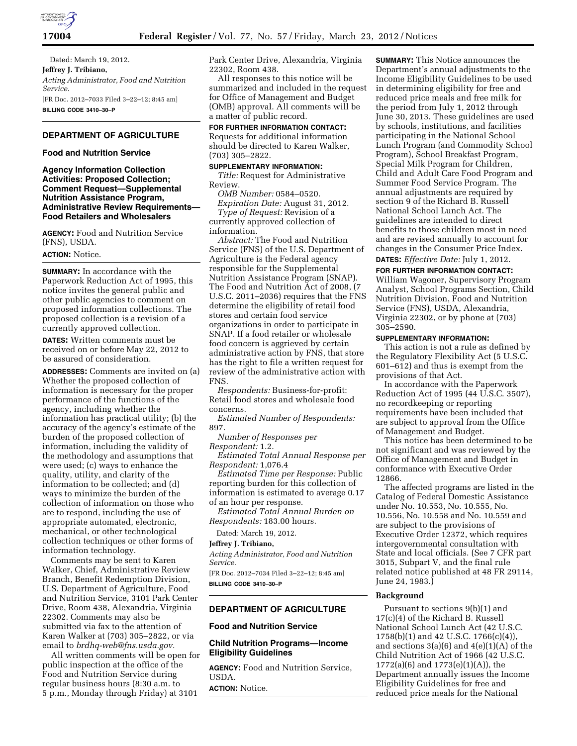Dated: March 19, 2012.

**Jeffrey J. Tribiano,**

*Acting Administrator, Food and Nutrition Service.*

[FR Doc. 2012–7033 Filed 3–22–12; 8:45 am]

**BILLING CODE 3410–30–P**

## DEPARTMENT OF AGRICULTURE

### Food and Nutrition Service

### Agency Information Collection Activities: Proposed Collection; Comment Request—Supplemental Nutrition Assistance Program, Administrative Review Requirements—Food Retailers and Wholesalers

**AGENCY:** Food and Nutrition Service (FNS), USDA.

**ACTION:** Notice.

**SUMMARY:** In accordance with the Paperwork Reduction Act of 1995, this notice invites the general public and other public agencies to comment on proposed information collections. The proposed collection is a revision of a currently approved collection.

**DATES:** Written comments must be received on or before May 22, 2012 to be assured of consideration.

**ADDRESSES:** Comments are invited on (a) Whether the proposed collection of information is necessary for the proper performance of the functions of the agency, including whether the information has practical utility; (b) the accuracy of the agency's estimate of the burden of the proposed collection of information, including the validity of the methodology and assumptions that were used; (c) ways to enhance the quality, utility, and clarity of the information to be collected; and (d) ways to minimize the burden of the collection of information on those who are to respond, including the use of appropriate automated, electronic, mechanical, or other technological collection techniques or other forms of information technology.

Comments may be sent to Karen Walker, Chief, Administrative Review Branch, Benefit Redemption Division, U.S. Department of Agriculture, Food and Nutrition Service, 3101 Park Center Drive, Room 438, Alexandria, Virginia 22302. Comments may also be submitted via fax to the attention of Karen Walker at (703) 305–2822, or via email to *brdhq-web@fns.usda.gov.*

All written comments will be open for public inspection at the office of the Food and Nutrition Service during regular business hours (8:30 a.m. to 5 p.m., Monday through Friday) at 3101 Park Center Drive, Alexandria, Virginia 22302, Room 438.

All responses to this notice will be summarized and included in the request for Office of Management and Budget (OMB) approval. All comments will be a matter of public record.

**FOR FURTHER INFORMATION CONTACT:** Requests for additional information should be directed to Karen Walker, (703) 305–2822.

**SUPPLEMENTARY INFORMATION:**

*Title:* Request for Administrative Review.

*OMB Number:* 0584–0520.

*Expiration Date:* August 31, 2012.

*Type of Request:* Revision of a currently approved collection of information.

*Abstract:* The Food and Nutrition Service (FNS) of the U.S. Department of Agriculture is the Federal agency responsible for the Supplemental Nutrition Assistance Program (SNAP). The Food and Nutrition Act of 2008, (7 U.S.C. 2011–2036) requires that the FNS determine the eligibility of retail food stores and certain food service organizations in order to participate in SNAP. If a food retailer or wholesale food concern is aggrieved by certain administrative action by FNS, that store has the right to file a written request for review of the administrative action with FNS.

*Respondents:* Business-for-profit: Retail food stores and wholesale food concerns.

*Estimated Number of Respondents:* 897.

*Number of Responses per Respondent:* 1.2.

*Estimated Total Annual Response per Respondent:* 1,076.4

*Estimated Time per Response:* Public reporting burden for this collection of information is estimated to average 0.17 of an hour per response.

*Estimated Total Annual Burden on Respondents:* 183.00 hours.

Dated: March 19, 2012.

**Jeffrey J. Tribiano,**

*Acting Administrator, Food and Nutrition Service.*

[FR Doc. 2012–7034 Filed 3–22–12; 8:45 am]

**BILLING CODE 3410–30–P**

## DEPARTMENT OF AGRICULTURE

### Food and Nutrition Service

### Child Nutrition Programs—Income Eligibility Guidelines

**AGENCY:** Food and Nutrition Service, USDA.

**ACTION:** Notice.

**SUMMARY:** This Notice announces the Department's annual adjustments to the Income Eligibility Guidelines to be used in determining eligibility for free and reduced price meals and free milk for the period from July 1, 2012 through June 30, 2013. These guidelines are used by schools, institutions, and facilities participating in the National School Lunch Program (and Commodity School Program), School Breakfast Program, Special Milk Program for Children, Child and Adult Care Food Program and Summer Food Service Program. The annual adjustments are required by section 9 of the Richard B. Russell National School Lunch Act. The guidelines are intended to direct benefits to those children most in need and are revised annually to account for changes in the Consumer Price Index.

**DATES:** *Effective Date:* July 1, 2012.

**FOR FURTHER INFORMATION CONTACT:** William Wagoner, Supervisory Program Analyst, School Programs Section, Child Nutrition Division, Food and Nutrition Service (FNS), USDA, Alexandria, Virginia 22302, or by phone at (703) 305–2590.

**SUPPLEMENTARY INFORMATION:**

This action is not a rule as defined by the Regulatory Flexibility Act (5 U.S.C. 601–612) and thus is exempt from the provisions of that Act.

In accordance with the Paperwork Reduction Act of 1995 (44 U.S.C. 3507), no recordkeeping or reporting requirements have been included that are subject to approval from the Office of Management and Budget.

This notice has been determined to be not significant and was reviewed by the Office of Management and Budget in conformance with Executive Order 12866.

The affected programs are listed in the Catalog of Federal Domestic Assistance under No. 10.553, No. 10.555, No. 10.556, No. 10.558 and No. 10.559 and are subject to the provisions of Executive Order 12372, which requires intergovernmental consultation with State and local officials. (See 7 CFR part 3015, Subpart V, and the final rule related notice published at 48 FR 29114, June 24, 1983.)

#### Background

Pursuant to sections 9(b)(1) and 17(c)(4) of the Richard B. Russell National School Lunch Act (42 U.S.C. 1758(b)(1) and 42 U.S.C. 1766(c)(4)), and sections 3(a)(6) and 4(e)(1)(A) of the Child Nutrition Act of 1966 (42 U.S.C. 1772(a)(6) and 1773(e)(1)(A)), the Department annually issues the Income Eligibility Guidelines for free and reduced price meals for the National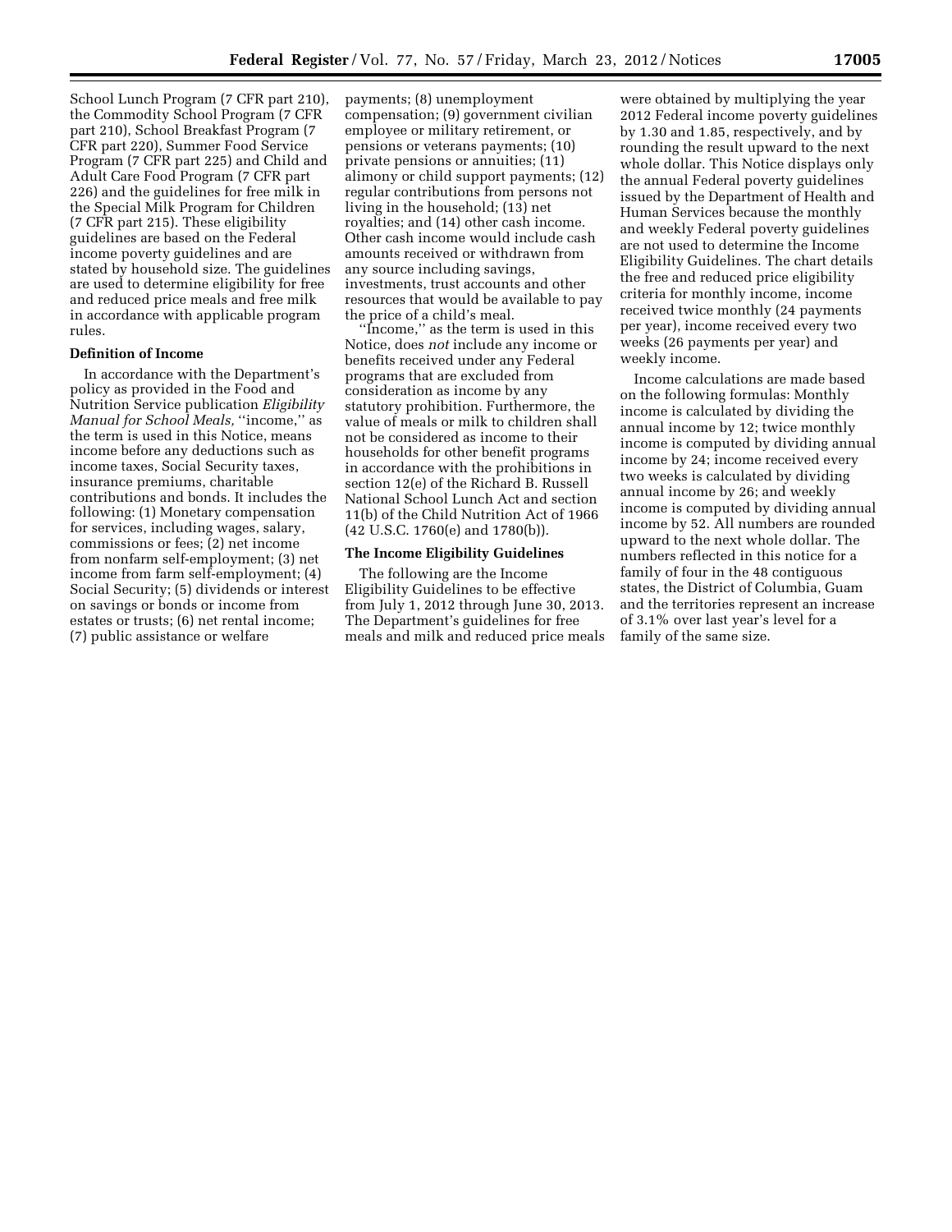School Lunch Program (7 CFR part 210), the Commodity School Program (7 CFR part 210), School Breakfast Program (7 CFR part 220), Summer Food Service Program (7 CFR part 225) and Child and Adult Care Food Program (7 CFR part 226) and the guidelines for free milk in the Special Milk Program for Children (7 CFR part 215). These eligibility guidelines are based on the Federal income poverty guidelines and are stated by household size. The guidelines are used to determine eligibility for free and reduced price meals and free milk in accordance with applicable program rules.

**Definition of Income**

In accordance with the Department's policy as provided in the Food and Nutrition Service publication *Eligibility Manual for School Meals,* "income," as the term is used in this Notice, means income before any deductions such as income taxes, Social Security taxes, insurance premiums, charitable contributions and bonds. It includes the following: (1) Monetary compensation for services, including wages, salary, commissions or fees; (2) net income from nonfarm self-employment; (3) net income from farm self-employment; (4) Social Security; (5) dividends or interest on savings or bonds or income from estates or trusts; (6) net rental income; (7) public assistance or welfare payments; (8) unemployment compensation; (9) government civilian employee or military retirement, or pensions or veterans payments; (10) private pensions or annuities; (11) alimony or child support payments; (12) regular contributions from persons not living in the household; (13) net royalties; and (14) other cash income. Other cash income would include cash amounts received or withdrawn from any source including savings, investments, trust accounts and other resources that would be available to pay the price of a child's meal.

"Income," as the term is used in this Notice, does *not* include any income or benefits received under any Federal programs that are excluded from consideration as income by any statutory prohibition. Furthermore, the value of meals or milk to children shall not be considered as income to their households for other benefit programs in accordance with the prohibitions in section 12(e) of the Richard B. Russell National School Lunch Act and section 11(b) of the Child Nutrition Act of 1966 (42 U.S.C. 1760(e) and 1780(b)).

**The Income Eligibility Guidelines**

The following are the Income Eligibility Guidelines to be effective from July 1, 2012 through June 30, 2013. The Department's guidelines for free meals and milk and reduced price meals were obtained by multiplying the year 2012 Federal income poverty guidelines by 1.30 and 1.85, respectively, and by rounding the result upward to the next whole dollar. This Notice displays only the annual Federal poverty guidelines issued by the Department of Health and Human Services because the monthly and weekly Federal poverty guidelines are not used to determine the Income Eligibility Guidelines. The chart details the free and reduced price eligibility criteria for monthly income, income received twice monthly (24 payments per year), income received every two weeks (26 payments per year) and weekly income.

Income calculations are made based on the following formulas: Monthly income is calculated by dividing the annual income by 12; twice monthly income is computed by dividing annual income by 24; income received every two weeks is calculated by dividing annual income by 26; and weekly income is computed by dividing annual income by 52. All numbers are rounded upward to the next whole dollar. The numbers reflected in this notice for a family of four in the 48 contiguous states, the District of Columbia, Guam and the territories represent an increase of 3.1% over last year's level for a family of the same size.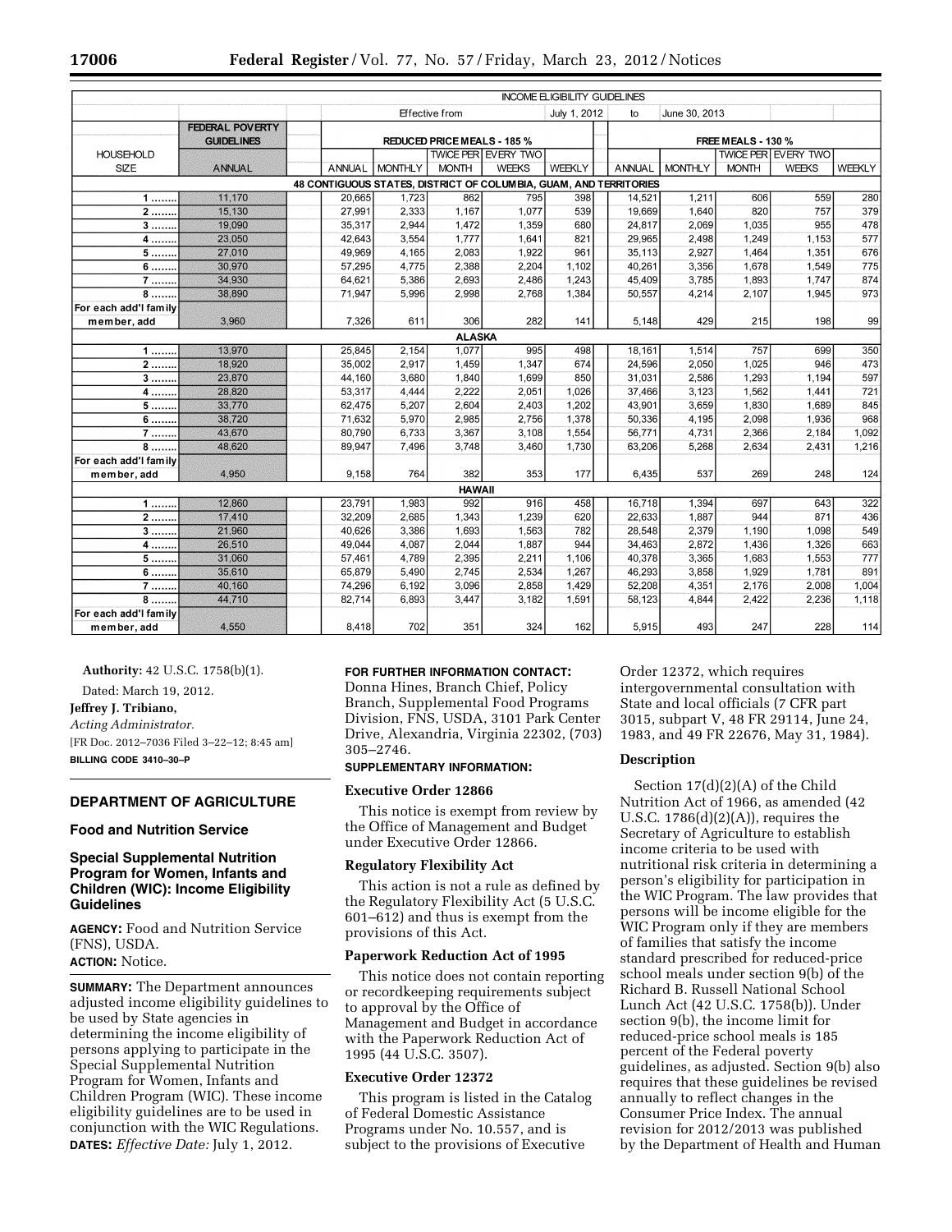| INCOME ELIGIBILITY GUIDELINES | | | | | | | | | | |
|---|---|---|---|---|---|---|---|---|---|---|
| | | Effective from | | | July 1, 2012 | to | June 30, 2013 | | | |
| | FEDERAL POVERTY GUIDELINES | REDUCED PRICE MEALS - 185 % | | | | | FREE MEALS - 130 % | | | |
| HOUSEHOLD SIZE | ANNUAL | ANNUAL | MONTHLY | TWICE PER MONTH | EVERY TWO WEEKS | WEEKLY | ANNUAL | MONTHLY | TWICE PER MONTH | EVERY TWO WEEKS | WEEKLY |
| 48 CONTIGUOUS STATES, DISTRICT OF COLUMBIA, GUAM, AND TERRITORIES | | | | | | | | | | | |
| 1 ........ | 11,170 | 20,665 | 1,723 | 862 | 795 | 398 | 14,521 | 1,211 | 606 | 559 | 280 |
| 2 ........ | 15,130 | 27,991 | 2,333 | 1,167 | 1,077 | 539 | 19,669 | 1,640 | 820 | 757 | 379 |
| 3 ........ | 19,090 | 35,317 | 2,944 | 1,472 | 1,359 | 680 | 24,817 | 2,069 | 1,035 | 955 | 478 |
| 4 ........ | 23,050 | 42,643 | 3,554 | 1,777 | 1,641 | 821 | 29,965 | 2,498 | 1,249 | 1,153 | 577 |
| 5 ........ | 27,010 | 49,969 | 4,165 | 2,083 | 1,922 | 961 | 35,113 | 2,927 | 1,464 | 1,351 | 676 |
| 6 ........ | 30,970 | 57,295 | 4,775 | 2,388 | 2,204 | 1,102 | 40,261 | 3,356 | 1,678 | 1,549 | 775 |
| 7 ........ | 34,930 | 64,621 | 5,386 | 2,693 | 2,486 | 1,243 | 45,409 | 3,785 | 1,893 | 1,747 | 874 |
| 8 ........ | 38,890 | 71,947 | 5,996 | 2,998 | 2,768 | 1,384 | 50,557 | 4,214 | 2,107 | 1,945 | 973 |
| For each add'l family member, add | 3,960 | 7,326 | 611 | 306 | 282 | 141 | 5,148 | 429 | 215 | 198 | 99 |
| ALASKA | | | | | | | | | | | |
| 1 ........ | 13,970 | 25,845 | 2,154 | 1,077 | 995 | 498 | 18,161 | 1,514 | 757 | 699 | 350 |
| 2 ........ | 18,920 | 35,002 | 2,917 | 1,459 | 1,347 | 674 | 24,596 | 2,050 | 1,025 | 946 | 473 |
| 3 ........ | 23,870 | 44,160 | 3,680 | 1,840 | 1,699 | 850 | 31,031 | 2,586 | 1,293 | 1,194 | 597 |
| 4 ........ | 28,820 | 53,317 | 4,444 | 2,222 | 2,051 | 1,026 | 37,466 | 3,123 | 1,562 | 1,441 | 721 |
| 5 ........ | 33,770 | 62,475 | 5,207 | 2,604 | 2,403 | 1,202 | 43,901 | 3,659 | 1,830 | 1,689 | 845 |
| 6 ........ | 38,720 | 71,632 | 5,970 | 2,985 | 2,756 | 1,378 | 50,336 | 4,195 | 2,098 | 1,936 | 968 |
| 7 ........ | 43,670 | 80,790 | 6,733 | 3,367 | 3,108 | 1,554 | 56,771 | 4,731 | 2,366 | 2,184 | 1,092 |
| 8 ........ | 48,620 | 89,947 | 7,496 | 3,748 | 3,460 | 1,730 | 63,206 | 5,268 | 2,634 | 2,431 | 1,216 |
| For each add'l family member, add | 4,950 | 9,158 | 764 | 382 | 353 | 177 | 6,435 | 537 | 269 | 248 | 124 |
| HAWAII | | | | | | | | | | | |
| 1 ........ | 12,860 | 23,791 | 1,983 | 992 | 916 | 458 | 16,718 | 1,394 | 697 | 643 | 322 |
| 2 ........ | 17,410 | 32,209 | 2,685 | 1,343 | 1,239 | 620 | 22,633 | 1,887 | 944 | 871 | 436 |
| 3 ........ | 21,960 | 40,626 | 3,386 | 1,693 | 1,563 | 782 | 28,548 | 2,379 | 1,190 | 1,098 | 549 |
| 4 ........ | 26,510 | 49,044 | 4,087 | 2,044 | 1,887 | 944 | 34,463 | 2,872 | 1,436 | 1,326 | 663 |
| 5 ........ | 31,060 | 57,461 | 4,789 | 2,395 | 2,211 | 1,106 | 40,378 | 3,365 | 1,683 | 1,553 | 777 |
| 6 ........ | 35,610 | 65,879 | 5,490 | 2,745 | 2,534 | 1,267 | 46,293 | 3,858 | 1,929 | 1,781 | 891 |
| 7 ........ | 40,160 | 74,296 | 6,192 | 3,096 | 2,858 | 1,429 | 52,208 | 4,351 | 2,176 | 2,008 | 1,004 |
| 8 ........ | 44,710 | 82,714 | 6,893 | 3,447 | 3,182 | 1,591 | 58,123 | 4,844 | 2,422 | 2,236 | 1,118 |
| For each add'l family member, add | 4,550 | 8,418 | 702 | 351 | 324 | 162 | 5,915 | 493 | 247 | 228 | 114 |

**Authority:** 42 U.S.C. 1758(b)(1).

Dated: March 19, 2012.

**Jeffrey J. Tribiano,**

*Acting Administrator.*

[FR Doc. 2012–7036 Filed 3–22–12; 8:45 am]

**BILLING CODE 3410–30–P**

---

## DEPARTMENT OF AGRICULTURE

### Food and Nutrition Service

### Special Supplemental Nutrition Program for Women, Infants and Children (WIC): Income Eligibility Guidelines

**AGENCY:** Food and Nutrition Service (FNS), USDA.

**ACTION:** Notice.

**SUMMARY:** The Department announces adjusted income eligibility guidelines to be used by State agencies in determining the income eligibility of persons applying to participate in the Special Supplemental Nutrition Program for Women, Infants and Children Program (WIC). These income eligibility guidelines are to be used in conjunction with the WIC Regulations.

**DATES:** *Effective Date:* July 1, 2012.

**FOR FURTHER INFORMATION CONTACT:** Donna Hines, Branch Chief, Policy Branch, Supplemental Food Programs Division, FNS, USDA, 3101 Park Center Drive, Alexandria, Virginia 22302, (703) 305–2746.

**SUPPLEMENTARY INFORMATION:**

#### Executive Order 12866

This notice is exempt from review by the Office of Management and Budget under Executive Order 12866.

#### Regulatory Flexibility Act

This action is not a rule as defined by the Regulatory Flexibility Act (5 U.S.C. 601–612) and thus is exempt from the provisions of this Act.

#### Paperwork Reduction Act of 1995

This notice does not contain reporting or recordkeeping requirements subject to approval by the Office of Management and Budget in accordance with the Paperwork Reduction Act of 1995 (44 U.S.C. 3507).

#### Executive Order 12372

This program is listed in the Catalog of Federal Domestic Assistance Programs under No. 10.557, and is subject to the provisions of Executive Order 12372, which requires intergovernmental consultation with State and local officials (7 CFR part 3015, subpart V, 48 FR 29114, June 24, 1983, and 49 FR 22676, May 31, 1984).

#### Description

Section 17(d)(2)(A) of the Child Nutrition Act of 1966, as amended (42 U.S.C. 1786(d)(2)(A)), requires the Secretary of Agriculture to establish income criteria to be used with nutritional risk criteria in determining a person's eligibility for participation in the WIC Program. The law provides that persons will be income eligible for the WIC Program only if they are members of families that satisfy the income standard prescribed for reduced-price school meals under section 9(b) of the Richard B. Russell National School Lunch Act (42 U.S.C. 1758(b)). Under section 9(b), the income limit for reduced-price school meals is 185 percent of the Federal poverty guidelines, as adjusted. Section 9(b) also requires that these guidelines be revised annually to reflect changes in the Consumer Price Index. The annual revision for 2012/2013 was published by the Department of Health and Human